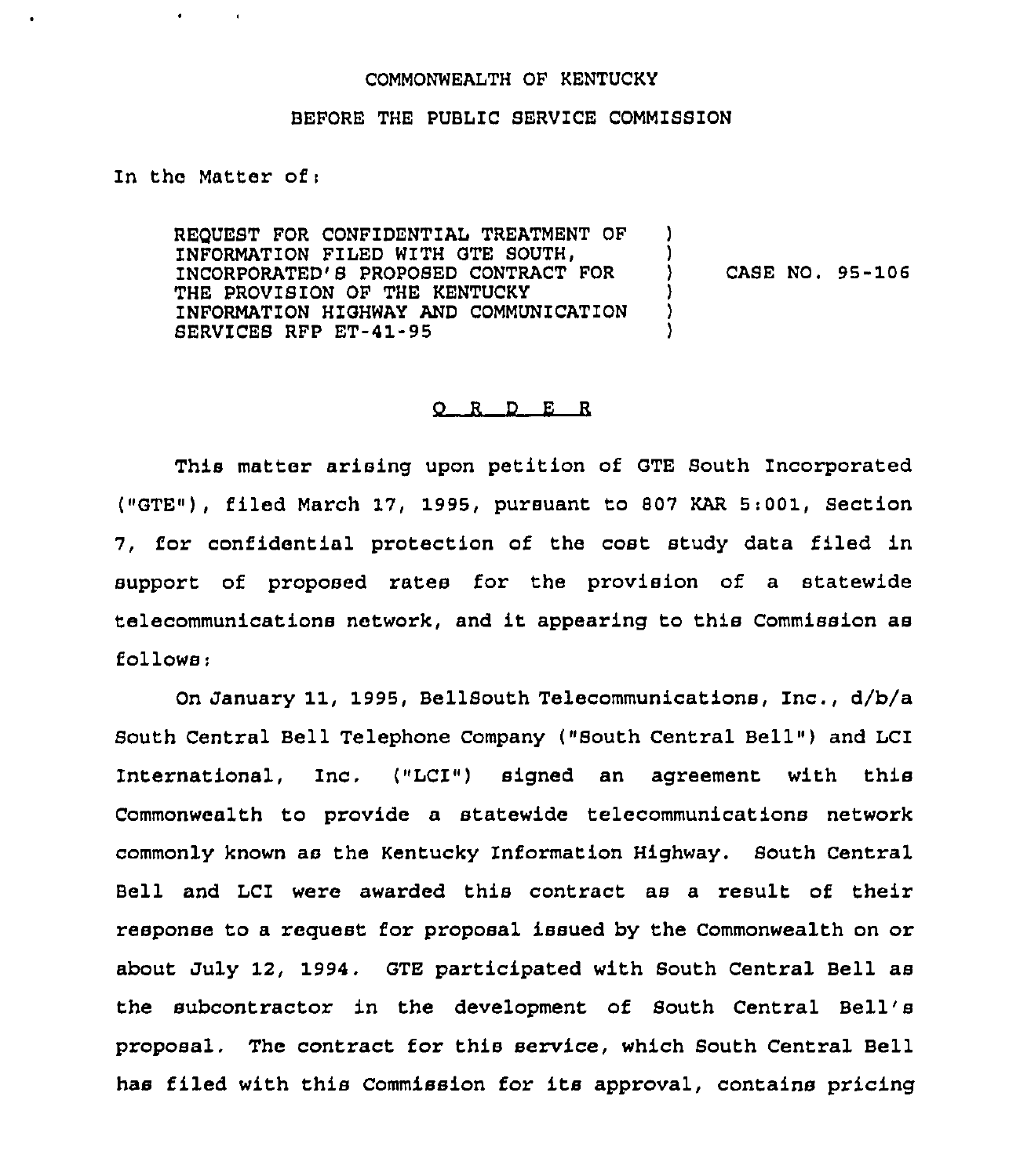COMMONWEALTH OF KENTUCKY

BEFORE THE PUBLIC SERVICE COMMISSION

In the Matter of:

| | | |
|---|---|---|
| REQUEST FOR CONFIDENTIAL TREATMENT OF INFORMATION FILED WITH GTE SOUTH, INCORPORATED'S PROPOSED CONTRACT FOR THE PROVISION OF THE KENTUCKY INFORMATION HIGHWAY AND COMMUNICATION SERVICES RFP ET-41-95 | ) | CASE NO. 95-106 |

## O R D E R

This matter arising upon petition of GTE South Incorporated ("GTE"), filed March 17, 1995, pursuant to 807 KAR 5:001, Section 7, for confidential protection of the cost study data filed in support of proposed rates for the provision of a statewide telecommunications network, and it appearing to this Commission as follows:

On January 11, 1995, BellSouth Telecommunications, Inc., d/b/a South Central Bell Telephone Company ("South Central Bell") and LCI International, Inc. ("LCI") signed an agreement with this Commonwealth to provide a statewide telecommunications network commonly known as the Kentucky Information Highway. South Central Bell and LCI were awarded this contract as a result of their response to a request for proposal issued by the Commonwealth on or about July 12, 1994. GTE participated with South Central Bell as the subcontractor in the development of South Central Bell's proposal. The contract for this service, which South Central Bell has filed with this Commission for its approval, contains pricing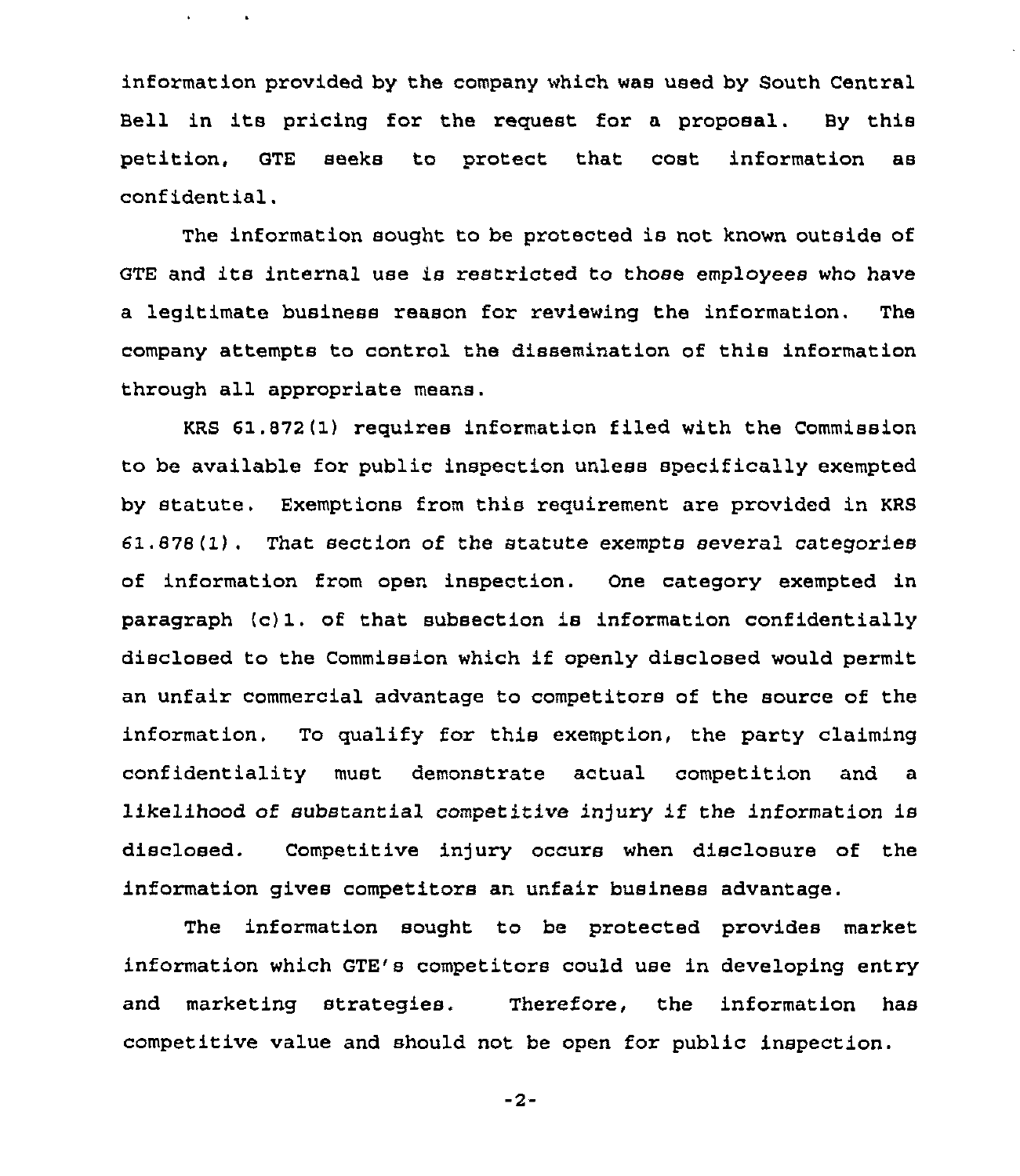information provided by the company which was used by South Central Bell in its pricing for the request for a proposal. By this petition, GTE seeks to protect that cost information as confidential.

The information sought to be protected is not known outside of GTE and its internal use is restricted to those employees who have a legitimate business reason for reviewing the information. The company attempts to control the dissemination of this information through all appropriate means.

KRS 61.872(1) requires information filed with the Commission to be available for public inspection unless specifically exempted by statute. Exemptions from this requirement are provided in KRS 61.878(1). That section of the statute exempts several categories of information from open inspection. One category exempted in paragraph (c)1. of that subsection is information confidentially disclosed to the Commission which if openly disclosed would permit an unfair commercial advantage to competitors of the source of the information. To qualify for this exemption, the party claiming confidentiality must demonstrate actual competition and a likelihood of substantial competitive injury if the information is disclosed. Competitive injury occurs when disclosure of the information gives competitors an unfair business advantage.

The information sought to be protected provides market information which GTE's competitors could use in developing entry and marketing strategies. Therefore, the information has competitive value and should not be open for public inspection.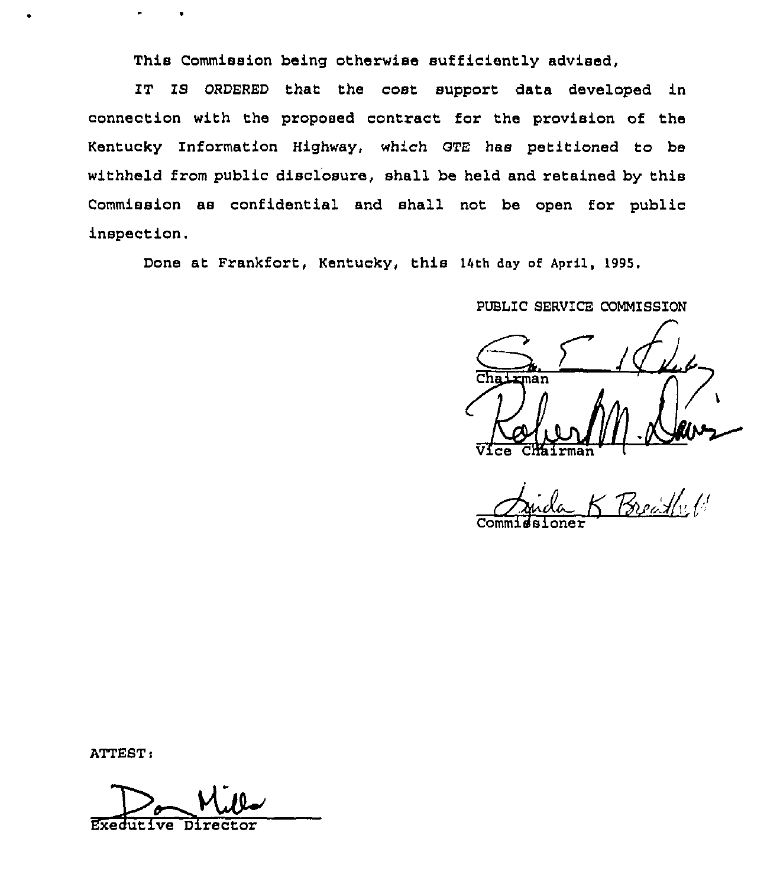This Commission being otherwise sufficiently advised,

IT IS ORDERED that the cost support data developed in connection with the proposed contract for the provision of the Kentucky Information Highway, which GTE has petitioned to be withheld from public disclosure, shall be held and retained by this Commission as confidential and shall not be open for public inspection.

Done at Frankfort, Kentucky, this 14th day of April, 1995.

PUBLIC SERVICE COMMISSION

Chairman

Vice Chairman

Commissioner

ATTEST:

Executive Director